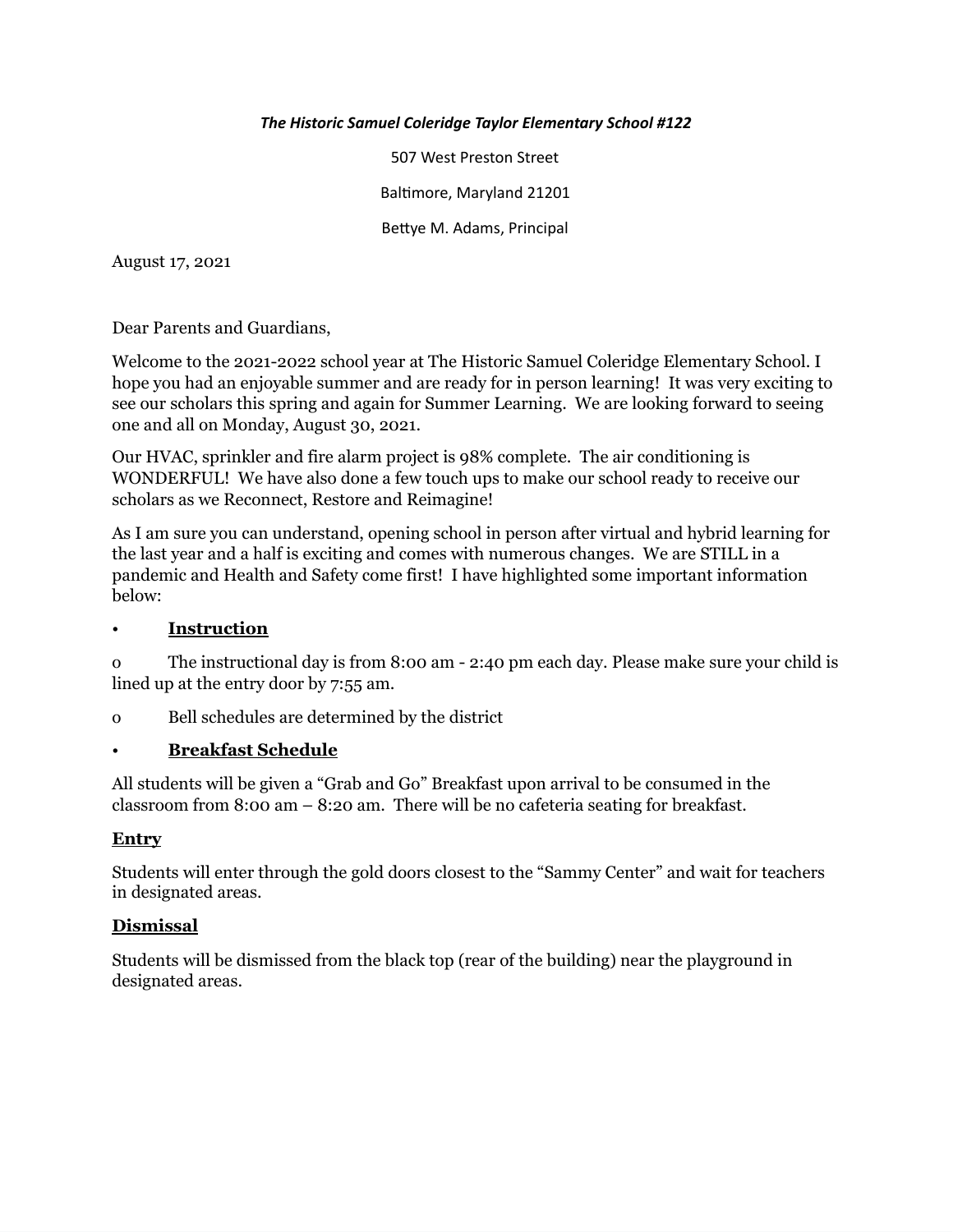***The Historic Samuel Coleridge Taylor Elementary School #122***

507 West Preston Street

Baltimore, Maryland 21201

Bettye M. Adams, Principal

August 17, 2021

Dear Parents and Guardians,

Welcome to the 2021-2022 school year at The Historic Samuel Coleridge Elementary School. I hope you had an enjoyable summer and are ready for in person learning! It was very exciting to see our scholars this spring and again for Summer Learning. We are looking forward to seeing one and all on Monday, August 30, 2021.

Our HVAC, sprinkler and fire alarm project is 98% complete. The air conditioning is WONDERFUL! We have also done a few touch ups to make our school ready to receive our scholars as we Reconnect, Restore and Reimagine!

As I am sure you can understand, opening school in person after virtual and hybrid learning for the last year and a half is exciting and comes with numerous changes. We are STILL in a pandemic and Health and Safety come first! I have highlighted some important information below:

- **<u>Instruction</u>**
  - The instructional day is from 8:00 am - 2:40 pm each day. Please make sure your child is lined up at the entry door by 7:55 am.
  - Bell schedules are determined by the district
- **<u>Breakfast Schedule</u>**

All students will be given a "Grab and Go" Breakfast upon arrival to be consumed in the classroom from 8:00 am – 8:20 am. There will be no cafeteria seating for breakfast.

**<u>Entry</u>**

Students will enter through the gold doors closest to the "Sammy Center" and wait for teachers in designated areas.

**<u>Dismissal</u>**

Students will be dismissed from the black top (rear of the building) near the playground in designated areas.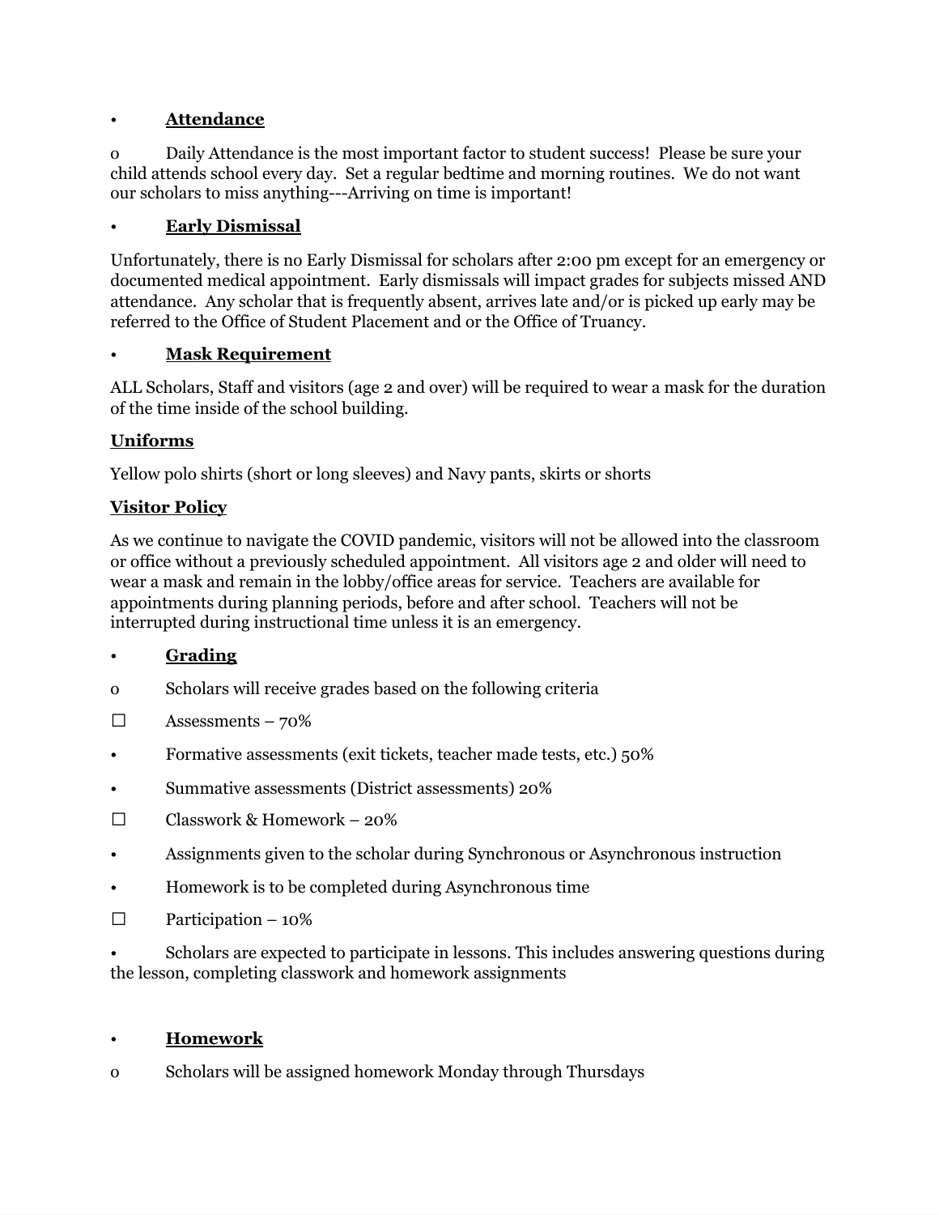- **<u>Attendance</u>**
  - Daily Attendance is the most important factor to student success! Please be sure your child attends school every day. Set a regular bedtime and morning routines. We do not want our scholars to miss anything---Arriving on time is important!

- **<u>Early Dismissal</u>**

Unfortunately, there is no Early Dismissal for scholars after 2:00 pm except for an emergency or documented medical appointment. Early dismissals will impact grades for subjects missed AND attendance. Any scholar that is frequently absent, arrives late and/or is picked up early may be referred to the Office of Student Placement and or the Office of Truancy.

- **<u>Mask Requirement</u>**

ALL Scholars, Staff and visitors (age 2 and over) will be required to wear a mask for the duration of the time inside of the school building.

**<u>Uniforms</u>**

Yellow polo shirts (short or long sleeves) and Navy pants, skirts or shorts

**<u>Visitor Policy</u>**

As we continue to navigate the COVID pandemic, visitors will not be allowed into the classroom or office without a previously scheduled appointment. All visitors age 2 and older will need to wear a mask and remain in the lobby/office areas for service. Teachers are available for appointments during planning periods, before and after school. Teachers will not be interrupted during instructional time unless it is an emergency.

- **<u>Grading</u>**
  - Scholars will receive grades based on the following criteria
    - ☐ Assessments – 70%
      - Formative assessments (exit tickets, teacher made tests, etc.) 50%
      - Summative assessments (District assessments) 20%
    - ☐ Classwork & Homework – 20%
      - Assignments given to the scholar during Synchronous or Asynchronous instruction
      - Homework is to be completed during Asynchronous time
    - ☐ Participation – 10%
      - Scholars are expected to participate in lessons. This includes answering questions during the lesson, completing classwork and homework assignments

- **<u>Homework</u>**
  - Scholars will be assigned homework Monday through Thursdays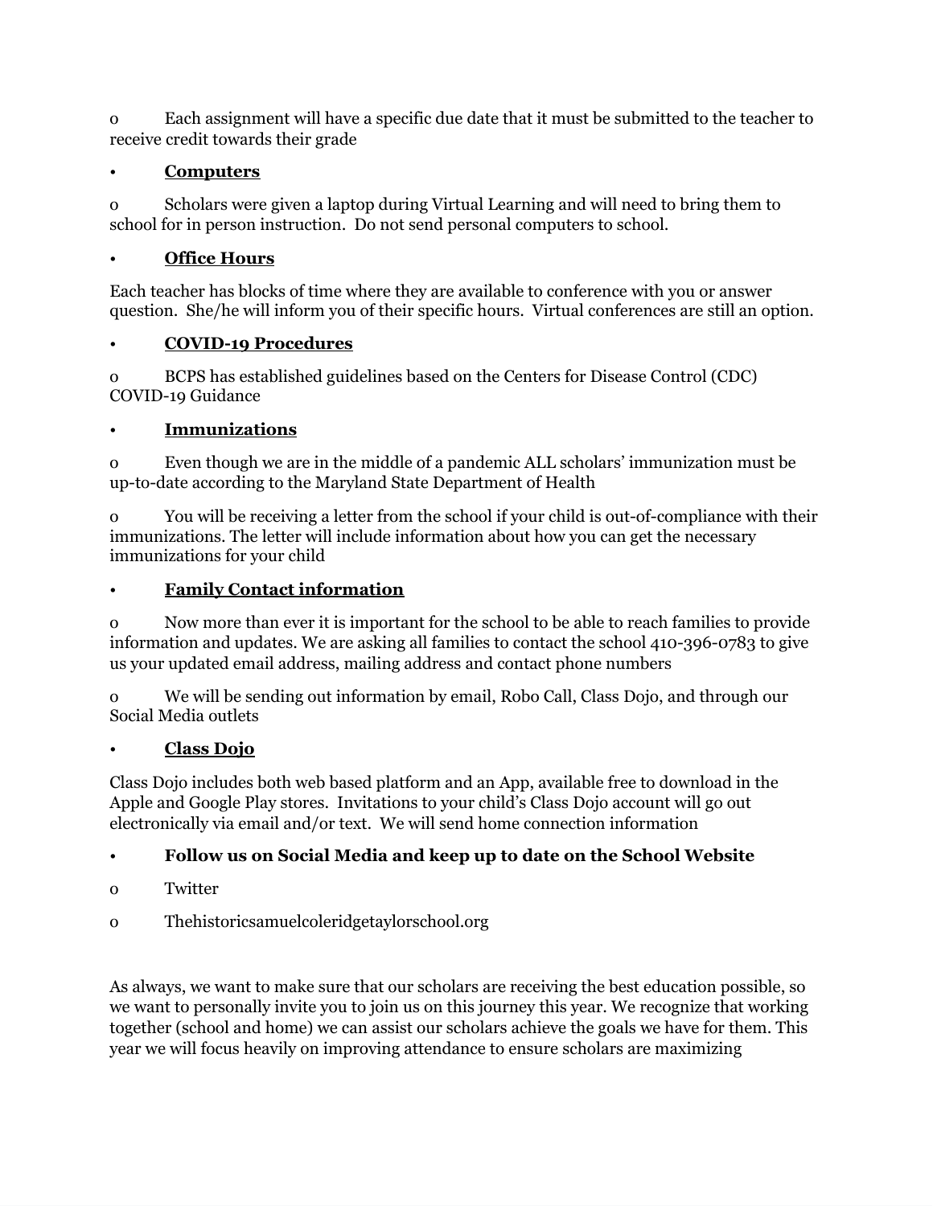- Each assignment will have a specific due date that it must be submitted to the teacher to receive credit towards their grade

- **Computers**

  - Scholars were given a laptop during Virtual Learning and will need to bring them to school for in person instruction.  Do not send personal computers to school.

- **Office Hours**

Each teacher has blocks of time where they are available to conference with you or answer question.  She/he will inform you of their specific hours.  Virtual conferences are still an option.

- **COVID-19 Procedures**

  - BCPS has established guidelines based on the Centers for Disease Control (CDC) COVID-19 Guidance

- **Immunizations**

  - Even though we are in the middle of a pandemic ALL scholars' immunization must be up-to-date according to the Maryland State Department of Health

  - You will be receiving a letter from the school if your child is out-of-compliance with their immunizations. The letter will include information about how you can get the necessary immunizations for your child

- **Family Contact information**

  - Now more than ever it is important for the school to be able to reach families to provide information and updates. We are asking all families to contact the school 410-396-0783 to give us your updated email address, mailing address and contact phone numbers

  - We will be sending out information by email, Robo Call, Class Dojo, and through our Social Media outlets

- **Class Dojo**

Class Dojo includes both web based platform and an App, available free to download in the Apple and Google Play stores.  Invitations to your child's Class Dojo account will go out electronically via email and/or text.  We will send home connection information

- **Follow us on Social Media and keep up to date on the School Website**

  - Twitter

  - Thehistoricsamuelcoleridgetaylorschool.org

As always, we want to make sure that our scholars are receiving the best education possible, so we want to personally invite you to join us on this journey this year. We recognize that working together (school and home) we can assist our scholars achieve the goals we have for them. This year we will focus heavily on improving attendance to ensure scholars are maximizing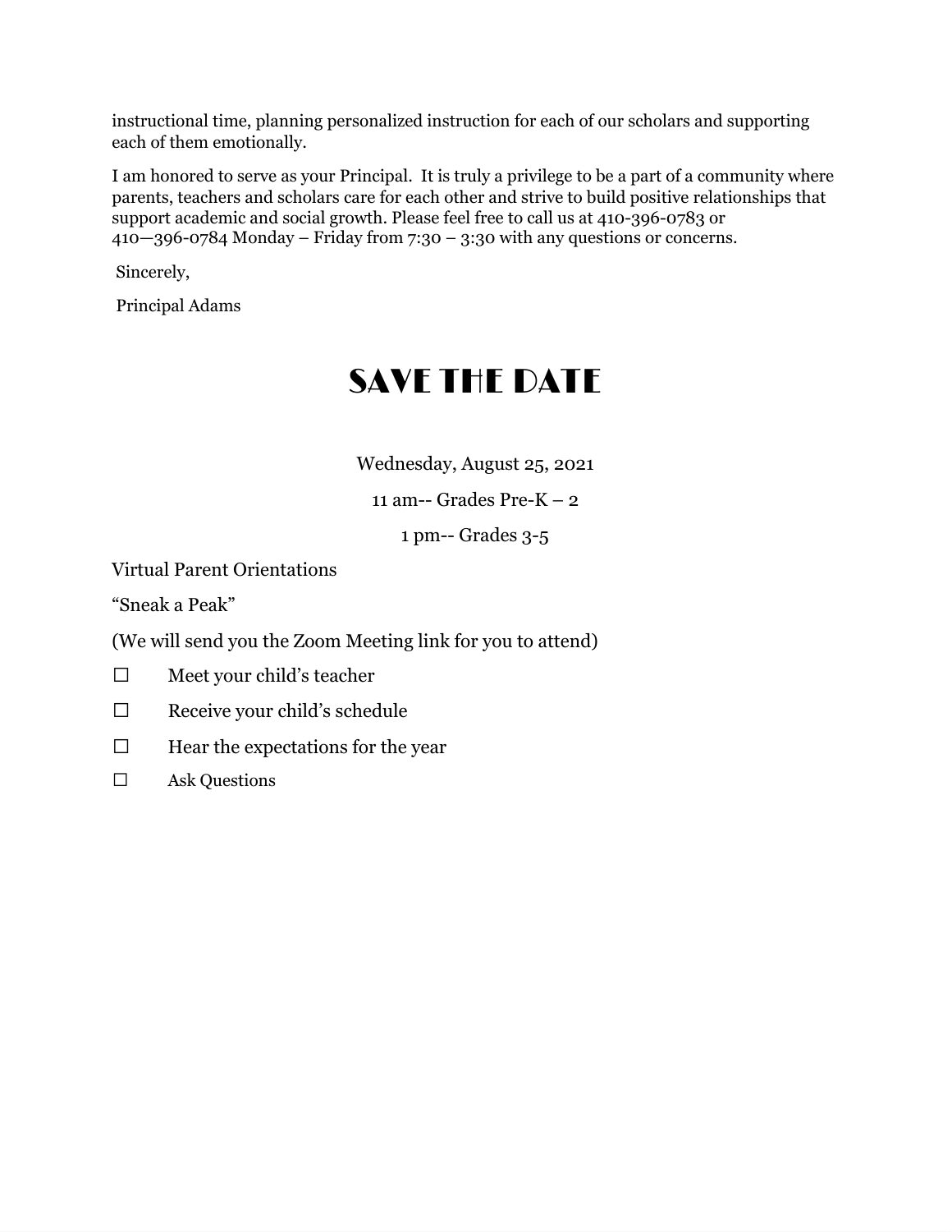instructional time, planning personalized instruction for each of our scholars and supporting each of them emotionally.

I am honored to serve as your Principal. It is truly a privilege to be a part of a community where parents, teachers and scholars care for each other and strive to build positive relationships that support academic and social growth. Please feel free to call us at 410-396-0783 or 410—396-0784 Monday – Friday from 7:30 – 3:30 with any questions or concerns.

Sincerely,

Principal Adams

# SAVE THE DATE

Wednesday, August 25, 2021

11 am-- Grades Pre-K – 2

1 pm-- Grades 3-5

Virtual Parent Orientations

"Sneak a Peak"

(We will send you the Zoom Meeting link for you to attend)

- ☐ Meet your child's teacher
- ☐ Receive your child's schedule
- ☐ Hear the expectations for the year
- ☐ Ask Questions